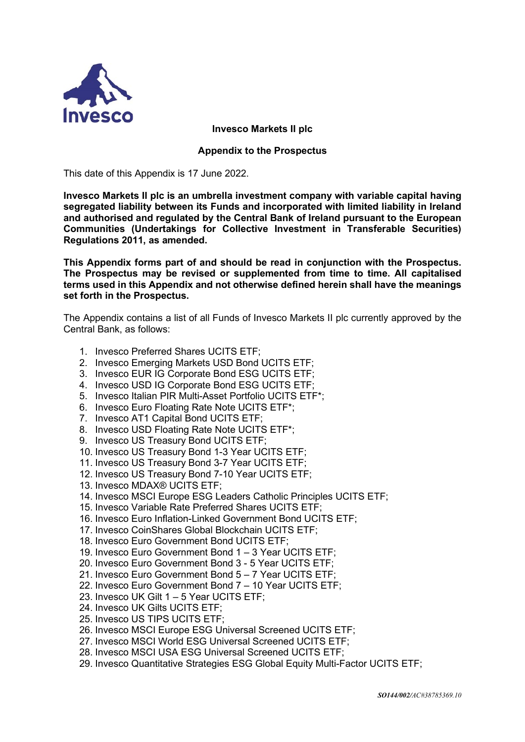**Invesco Markets II plc**

**Appendix to the Prospectus**

This date of this Appendix is 17 June 2022.

**Invesco Markets II plc is an umbrella investment company with variable capital having segregated liability between its Funds and incorporated with limited liability in Ireland and authorised and regulated by the Central Bank of Ireland pursuant to the European Communities (Undertakings for Collective Investment in Transferable Securities) Regulations 2011, as amended.**

**This Appendix forms part of and should be read in conjunction with the Prospectus. The Prospectus may be revised or supplemented from time to time. All capitalised terms used in this Appendix and not otherwise defined herein shall have the meanings set forth in the Prospectus.**

The Appendix contains a list of all Funds of Invesco Markets II plc currently approved by the Central Bank, as follows:

1. Invesco Preferred Shares UCITS ETF;
2. Invesco Emerging Markets USD Bond UCITS ETF;
3. Invesco EUR IG Corporate Bond ESG UCITS ETF;
4. Invesco USD IG Corporate Bond ESG UCITS ETF;
5. Invesco Italian PIR Multi-Asset Portfolio UCITS ETF*;
6. Invesco Euro Floating Rate Note UCITS ETF*;
7. Invesco AT1 Capital Bond UCITS ETF;
8. Invesco USD Floating Rate Note UCITS ETF*;
9. Invesco US Treasury Bond UCITS ETF;
10. Invesco US Treasury Bond 1-3 Year UCITS ETF;
11. Invesco US Treasury Bond 3-7 Year UCITS ETF;
12. Invesco US Treasury Bond 7-10 Year UCITS ETF;
13. Invesco MDAX® UCITS ETF;
14. Invesco MSCI Europe ESG Leaders Catholic Principles UCITS ETF;
15. Invesco Variable Rate Preferred Shares UCITS ETF;
16. Invesco Euro Inflation-Linked Government Bond UCITS ETF;
17. Invesco CoinShares Global Blockchain UCITS ETF;
18. Invesco Euro Government Bond UCITS ETF;
19. Invesco Euro Government Bond 1 – 3 Year UCITS ETF;
20. Invesco Euro Government Bond 3 - 5 Year UCITS ETF;
21. Invesco Euro Government Bond 5 – 7 Year UCITS ETF;
22. Invesco Euro Government Bond 7 – 10 Year UCITS ETF;
23. Invesco UK Gilt 1 – 5 Year UCITS ETF;
24. Invesco UK Gilts UCITS ETF;
25. Invesco US TIPS UCITS ETF;
26. Invesco MSCI Europe ESG Universal Screened UCITS ETF;
27. Invesco MSCI World ESG Universal Screened UCITS ETF;
28. Invesco MSCI USA ESG Universal Screened UCITS ETF;
29. Invesco Quantitative Strategies ESG Global Equity Multi-Factor UCITS ETF;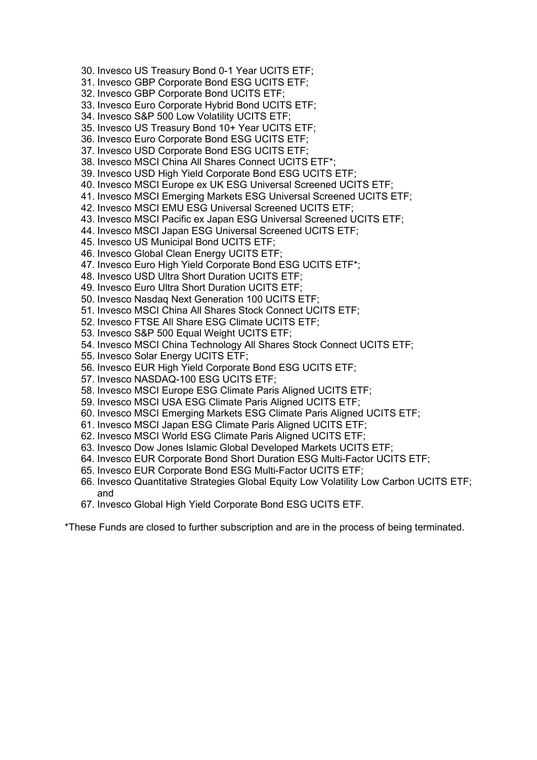30. Invesco US Treasury Bond 0-1 Year UCITS ETF;
31. Invesco GBP Corporate Bond ESG UCITS ETF;
32. Invesco GBP Corporate Bond UCITS ETF;
33. Invesco Euro Corporate Hybrid Bond UCITS ETF;
34. Invesco S&P 500 Low Volatility UCITS ETF;
35. Invesco US Treasury Bond 10+ Year UCITS ETF;
36. Invesco Euro Corporate Bond ESG UCITS ETF;
37. Invesco USD Corporate Bond ESG UCITS ETF;
38. Invesco MSCI China All Shares Connect UCITS ETF*;
39. Invesco USD High Yield Corporate Bond ESG UCITS ETF;
40. Invesco MSCI Europe ex UK ESG Universal Screened UCITS ETF;
41. Invesco MSCI Emerging Markets ESG Universal Screened UCITS ETF;
42. Invesco MSCI EMU ESG Universal Screened UCITS ETF;
43. Invesco MSCI Pacific ex Japan ESG Universal Screened UCITS ETF;
44. Invesco MSCI Japan ESG Universal Screened UCITS ETF;
45. Invesco US Municipal Bond UCITS ETF;
46. Invesco Global Clean Energy UCITS ETF;
47. Invesco Euro High Yield Corporate Bond ESG UCITS ETF*;
48. Invesco USD Ultra Short Duration UCITS ETF;
49. Invesco Euro Ultra Short Duration UCITS ETF;
50. Invesco Nasdaq Next Generation 100 UCITS ETF;
51. Invesco MSCI China All Shares Stock Connect UCITS ETF;
52. Invesco FTSE All Share ESG Climate UCITS ETF;
53. Invesco S&P 500 Equal Weight UCITS ETF;
54. Invesco MSCI China Technology All Shares Stock Connect UCITS ETF;
55. Invesco Solar Energy UCITS ETF;
56. Invesco EUR High Yield Corporate Bond ESG UCITS ETF;
57. Invesco NASDAQ-100 ESG UCITS ETF;
58. Invesco MSCI Europe ESG Climate Paris Aligned UCITS ETF;
59. Invesco MSCI USA ESG Climate Paris Aligned UCITS ETF;
60. Invesco MSCI Emerging Markets ESG Climate Paris Aligned UCITS ETF;
61. Invesco MSCI Japan ESG Climate Paris Aligned UCITS ETF;
62. Invesco MSCI World ESG Climate Paris Aligned UCITS ETF;
63. Invesco Dow Jones Islamic Global Developed Markets UCITS ETF;
64. Invesco EUR Corporate Bond Short Duration ESG Multi-Factor UCITS ETF;
65. Invesco EUR Corporate Bond ESG Multi-Factor UCITS ETF;
66. Invesco Quantitative Strategies Global Equity Low Volatility Low Carbon UCITS ETF; and
67. Invesco Global High Yield Corporate Bond ESG UCITS ETF.

*These Funds are closed to further subscription and are in the process of being terminated.